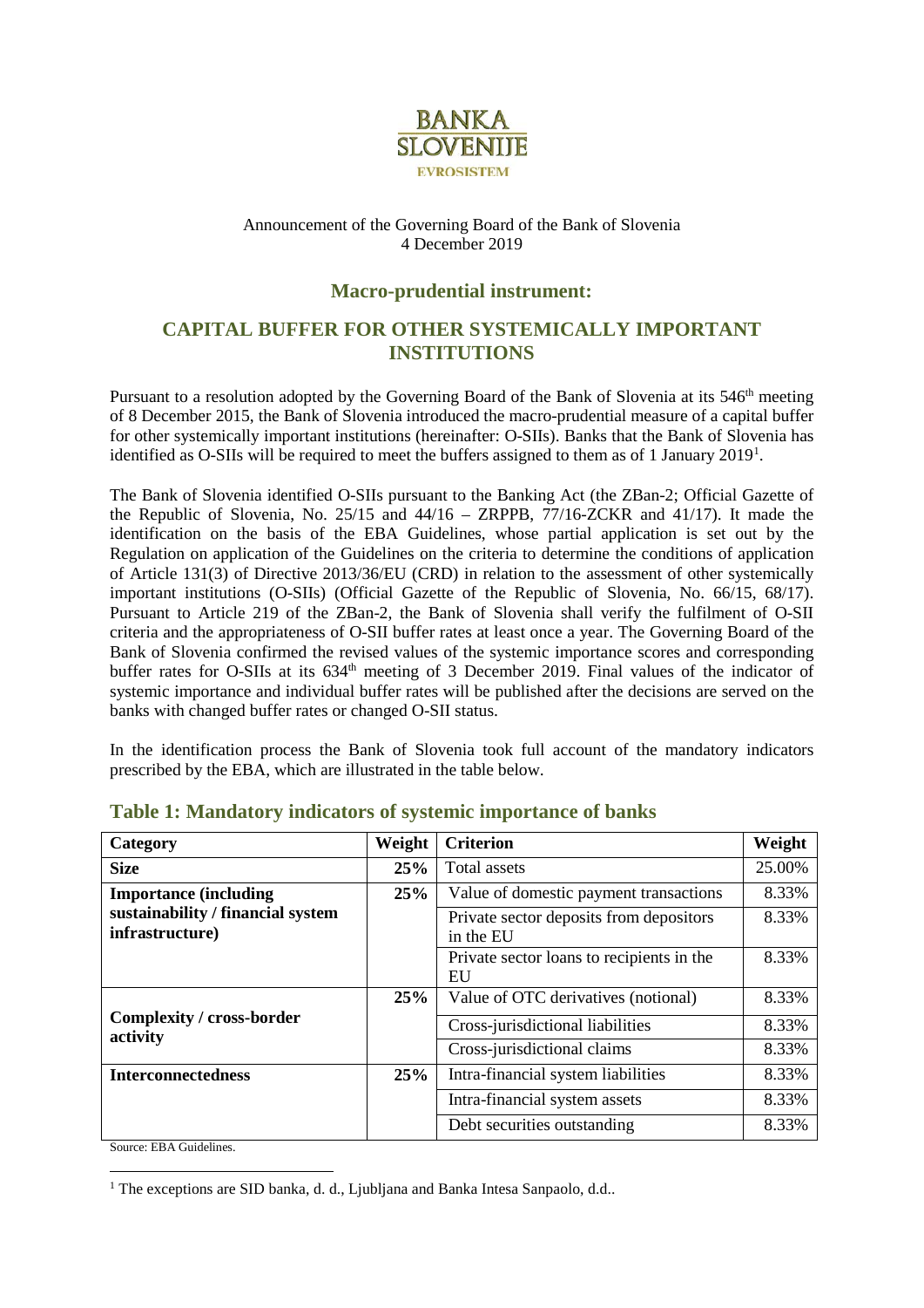BANKA SLOVENIJE
EVROSISTEM

Announcement of the Governing Board of the Bank of Slovenia
4 December 2019

## Macro-prudential instrument:

# CAPITAL BUFFER FOR OTHER SYSTEMICALLY IMPORTANT INSTITUTIONS

Pursuant to a resolution adopted by the Governing Board of the Bank of Slovenia at its 546th meeting of 8 December 2015, the Bank of Slovenia introduced the macro-prudential measure of a capital buffer for other systemically important institutions (hereinafter: O-SIIs). Banks that the Bank of Slovenia has identified as O-SIIs will be required to meet the buffers assigned to them as of 1 January 2019[1].

The Bank of Slovenia identified O-SIIs pursuant to the Banking Act (the ZBan-2; Official Gazette of the Republic of Slovenia, No. 25/15 and 44/16 – ZRPPB, 77/16-ZCKR and 41/17). It made the identification on the basis of the EBA Guidelines, whose partial application is set out by the Regulation on application of the Guidelines on the criteria to determine the conditions of application of Article 131(3) of Directive 2013/36/EU (CRD) in relation to the assessment of other systemically important institutions (O-SIIs) (Official Gazette of the Republic of Slovenia, No. 66/15, 68/17). Pursuant to Article 219 of the ZBan-2, the Bank of Slovenia shall verify the fulfilment of O-SII criteria and the appropriateness of O-SII buffer rates at least once a year. The Governing Board of the Bank of Slovenia confirmed the revised values of the systemic importance scores and corresponding buffer rates for O-SIIs at its 634th meeting of 3 December 2019. Final values of the indicator of systemic importance and individual buffer rates will be published after the decisions are served on the banks with changed buffer rates or changed O-SII status.

In the identification process the Bank of Slovenia took full account of the mandatory indicators prescribed by the EBA, which are illustrated in the table below.

## Table 1: Mandatory indicators of systemic importance of banks

| Category | Weight | Criterion | Weight |
|---|---|---|---|
| **Size** | **25%** | Total assets | 25.00% |
| **Importance (including sustainability / financial system infrastructure)** | **25%** | Value of domestic payment transactions | 8.33% |
| | | Private sector deposits from depositors in the EU | 8.33% |
| | | Private sector loans to recipients in the EU | 8.33% |
| **Complexity / cross-border activity** | **25%** | Value of OTC derivatives (notional) | 8.33% |
| | | Cross-jurisdictional liabilities | 8.33% |
| | | Cross-jurisdictional claims | 8.33% |
| **Interconnectedness** | **25%** | Intra-financial system liabilities | 8.33% |
| | | Intra-financial system assets | 8.33% |
| | | Debt securities outstanding | 8.33% |

Source: EBA Guidelines.

[1] The exceptions are SID banka, d. d., Ljubljana and Banka Intesa Sanpaolo, d.d..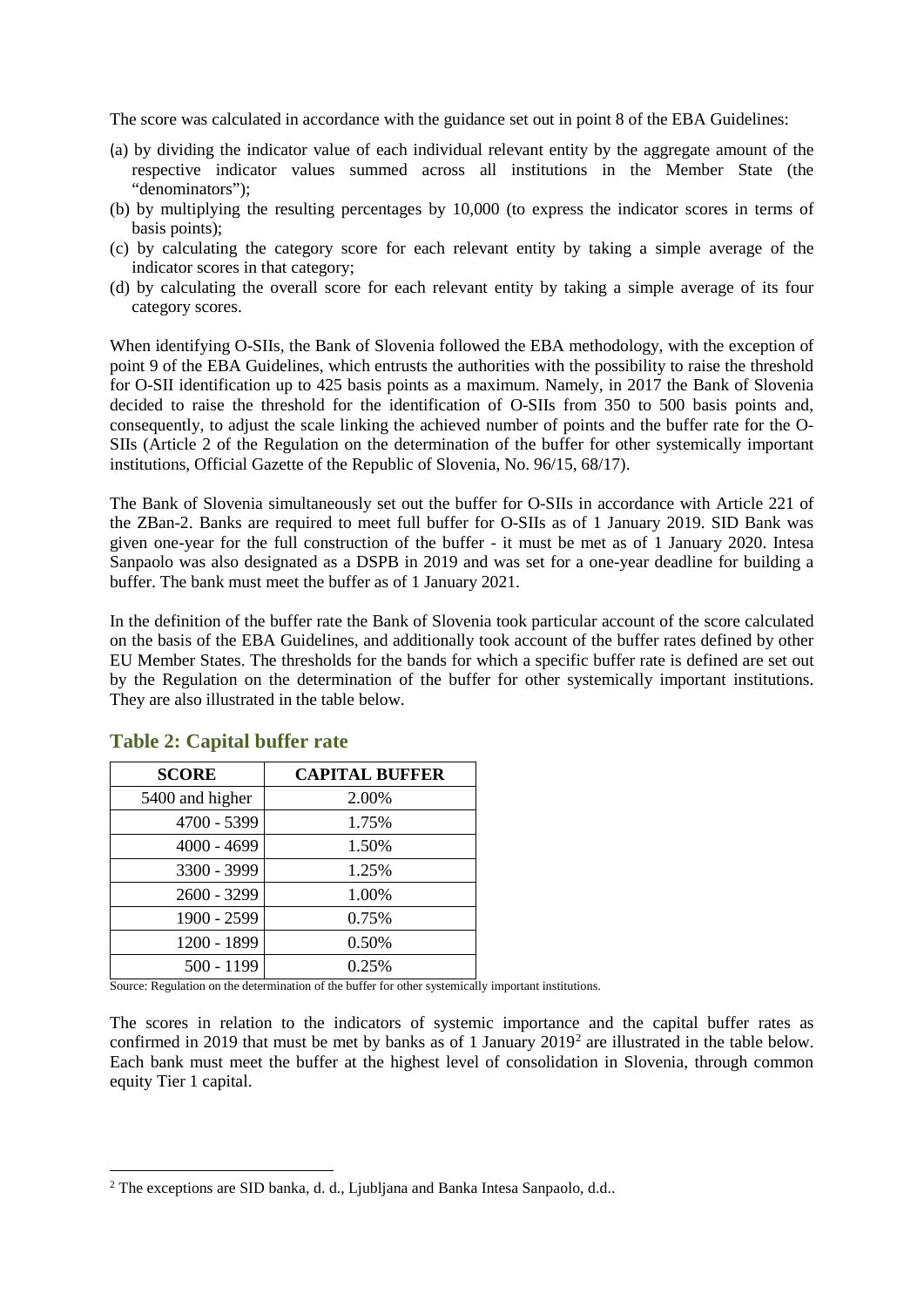The score was calculated in accordance with the guidance set out in point 8 of the EBA Guidelines:

(a) by dividing the indicator value of each individual relevant entity by the aggregate amount of the respective indicator values summed across all institutions in the Member State (the "denominators");
(b) by multiplying the resulting percentages by 10,000 (to express the indicator scores in terms of basis points);
(c) by calculating the category score for each relevant entity by taking a simple average of the indicator scores in that category;
(d) by calculating the overall score for each relevant entity by taking a simple average of its four category scores.

When identifying O-SIIs, the Bank of Slovenia followed the EBA methodology, with the exception of point 9 of the EBA Guidelines, which entrusts the authorities with the possibility to raise the threshold for O-SII identification up to 425 basis points as a maximum. Namely, in 2017 the Bank of Slovenia decided to raise the threshold for the identification of O-SIIs from 350 to 500 basis points and, consequently, to adjust the scale linking the achieved number of points and the buffer rate for the O-SIIs (Article 2 of the Regulation on the determination of the buffer for other systemically important institutions, Official Gazette of the Republic of Slovenia, No. 96/15, 68/17).

The Bank of Slovenia simultaneously set out the buffer for O-SIIs in accordance with Article 221 of the ZBan-2. Banks are required to meet full buffer for O-SIIs as of 1 January 2019. SID Bank was given one-year for the full construction of the buffer - it must be met as of 1 January 2020. Intesa Sanpaolo was also designated as a DSPB in 2019 and was set for a one-year deadline for building a buffer. The bank must meet the buffer as of 1 January 2021.

In the definition of the buffer rate the Bank of Slovenia took particular account of the score calculated on the basis of the EBA Guidelines, and additionally took account of the buffer rates defined by other EU Member States. The thresholds for the bands for which a specific buffer rate is defined are set out by the Regulation on the determination of the buffer for other systemically important institutions. They are also illustrated in the table below.

## Table 2: Capital buffer rate

| SCORE | CAPITAL BUFFER |
|---|---|
| 5400 and higher | 2.00% |
| 4700 - 5399 | 1.75% |
| 4000 - 4699 | 1.50% |
| 3300 - 3999 | 1.25% |
| 2600 - 3299 | 1.00% |
| 1900 - 2599 | 0.75% |
| 1200 - 1899 | 0.50% |
| 500 - 1199 | 0.25% |

Source: Regulation on the determination of the buffer for other systemically important institutions.

The scores in relation to the indicators of systemic importance and the capital buffer rates as confirmed in 2019 that must be met by banks as of 1 January 2019[2] are illustrated in the table below. Each bank must meet the buffer at the highest level of consolidation in Slovenia, through common equity Tier 1 capital.

[2] The exceptions are SID banka, d. d., Ljubljana and Banka Intesa Sanpaolo, d.d..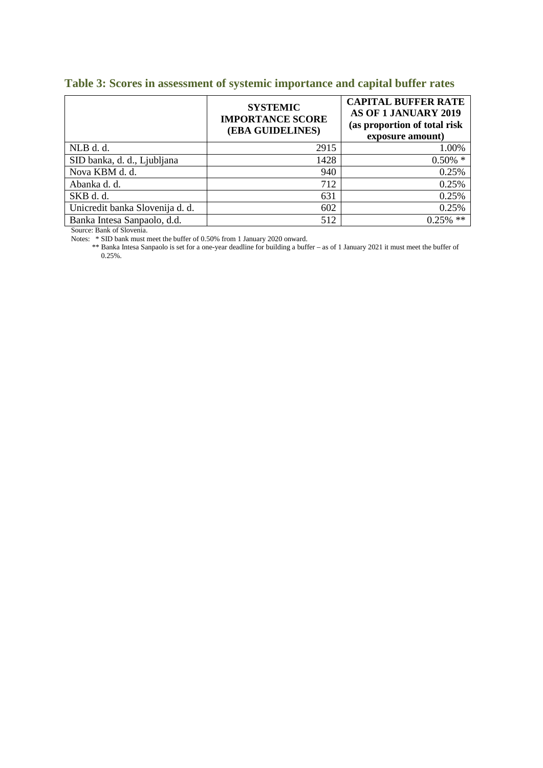**Table 3: Scores in assessment of systemic importance and capital buffer rates**

| | SYSTEMIC IMPORTANCE SCORE (EBA GUIDELINES) | CAPITAL BUFFER RATE AS OF 1 JANUARY 2019 (as proportion of total risk exposure amount) |
|---|---|---|
| NLB d. d. | 2915 | 1.00% |
| SID banka, d. d., Ljubljana | 1428 | 0.50% * |
| Nova KBM d. d. | 940 | 0.25% |
| Abanka d. d. | 712 | 0.25% |
| SKB d. d. | 631 | 0.25% |
| Unicredit banka Slovenija d. d. | 602 | 0.25% |
| Banka Intesa Sanpaolo, d.d. | 512 | 0.25% ** |

Source: Bank of Slovenia.

Notes: * SID bank must meet the buffer of 0.50% from 1 January 2020 onward.

** Banka Intesa Sanpaolo is set for a one-year deadline for building a buffer – as of 1 January 2021 it must meet the buffer of 0.25%.